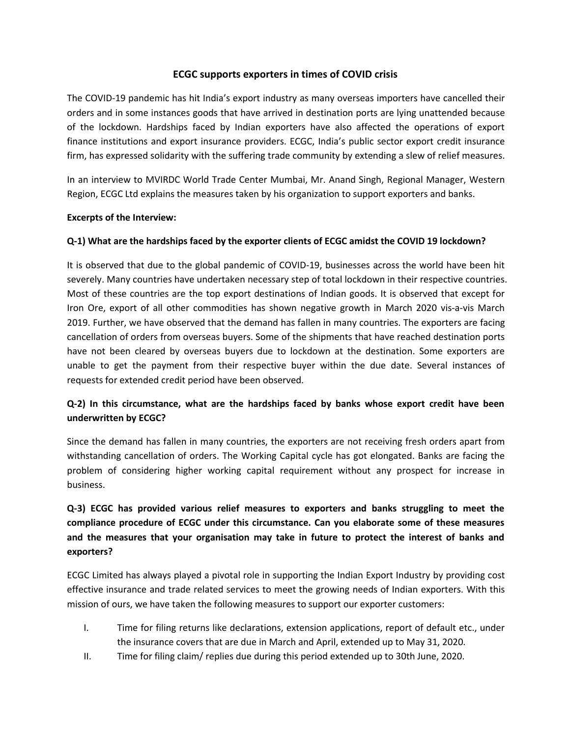# ECGC supports exporters in times of COVID crisis

The COVID-19 pandemic has hit India's export industry as many overseas importers have cancelled their orders and in some instances goods that have arrived in destination ports are lying unattended because of the lockdown. Hardships faced by Indian exporters have also affected the operations of export finance institutions and export insurance providers. ECGC, India's public sector export credit insurance firm, has expressed solidarity with the suffering trade community by extending a slew of relief measures.

In an interview to MVIRDC World Trade Center Mumbai, Mr. Anand Singh, Regional Manager, Western Region, ECGC Ltd explains the measures taken by his organization to support exporters and banks.

**Excerpts of the Interview:**

**Q-1) What are the hardships faced by the exporter clients of ECGC amidst the COVID 19 lockdown?**

It is observed that due to the global pandemic of COVID-19, businesses across the world have been hit severely. Many countries have undertaken necessary step of total lockdown in their respective countries. Most of these countries are the top export destinations of Indian goods. It is observed that except for Iron Ore, export of all other commodities has shown negative growth in March 2020 vis-a-vis March 2019. Further, we have observed that the demand has fallen in many countries. The exporters are facing cancellation of orders from overseas buyers. Some of the shipments that have reached destination ports have not been cleared by overseas buyers due to lockdown at the destination. Some exporters are unable to get the payment from their respective buyer within the due date. Several instances of requests for extended credit period have been observed.

**Q-2) In this circumstance, what are the hardships faced by banks whose export credit have been underwritten by ECGC?**

Since the demand has fallen in many countries, the exporters are not receiving fresh orders apart from withstanding cancellation of orders. The Working Capital cycle has got elongated. Banks are facing the problem of considering higher working capital requirement without any prospect for increase in business.

**Q-3) ECGC has provided various relief measures to exporters and banks struggling to meet the compliance procedure of ECGC under this circumstance. Can you elaborate some of these measures and the measures that your organisation may take in future to protect the interest of banks and exporters?**

ECGC Limited has always played a pivotal role in supporting the Indian Export Industry by providing cost effective insurance and trade related services to meet the growing needs of Indian exporters. With this mission of ours, we have taken the following measures to support our exporter customers:

I. Time for filing returns like declarations, extension applications, report of default etc., under the insurance covers that are due in March and April, extended up to May 31, 2020.

II. Time for filing claim/ replies due during this period extended up to 30th June, 2020.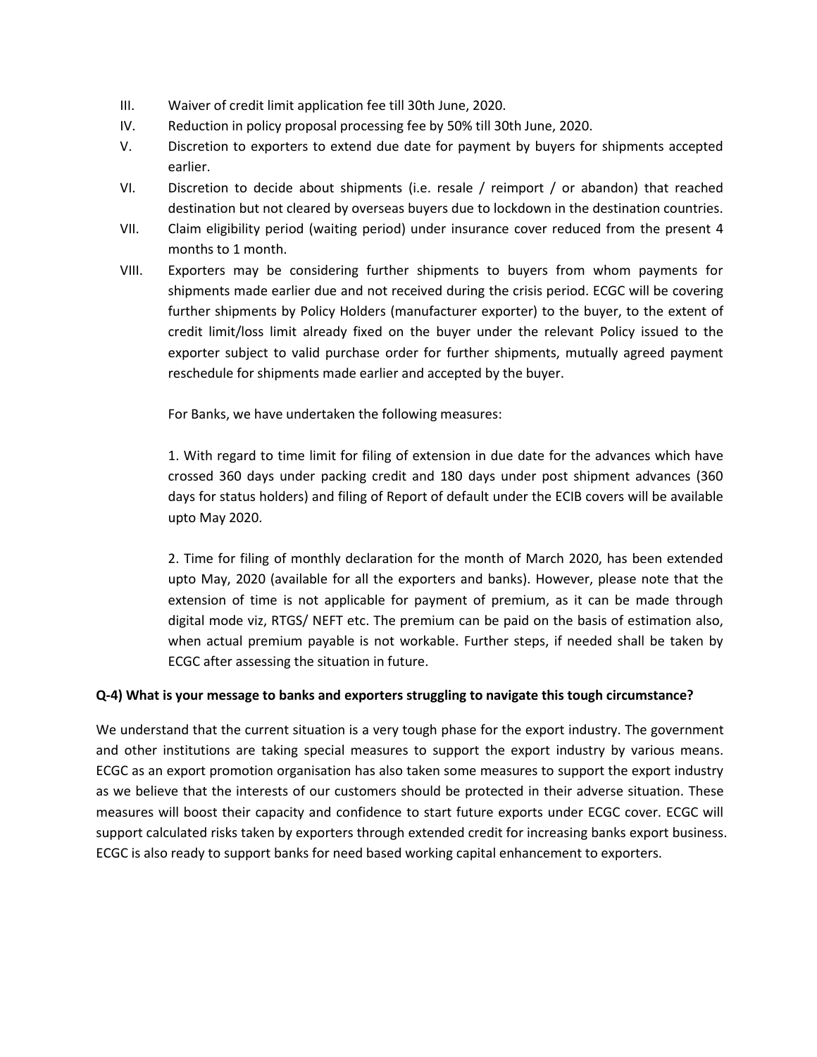III. Waiver of credit limit application fee till 30th June, 2020.

IV. Reduction in policy proposal processing fee by 50% till 30th June, 2020.

V. Discretion to exporters to extend due date for payment by buyers for shipments accepted earlier.

VI. Discretion to decide about shipments (i.e. resale / reimport / or abandon) that reached destination but not cleared by overseas buyers due to lockdown in the destination countries.

VII. Claim eligibility period (waiting period) under insurance cover reduced from the present 4 months to 1 month.

VIII. Exporters may be considering further shipments to buyers from whom payments for shipments made earlier due and not received during the crisis period. ECGC will be covering further shipments by Policy Holders (manufacturer exporter) to the buyer, to the extent of credit limit/loss limit already fixed on the buyer under the relevant Policy issued to the exporter subject to valid purchase order for further shipments, mutually agreed payment reschedule for shipments made earlier and accepted by the buyer.

For Banks, we have undertaken the following measures:

1. With regard to time limit for filing of extension in due date for the advances which have crossed 360 days under packing credit and 180 days under post shipment advances (360 days for status holders) and filing of Report of default under the ECIB covers will be available upto May 2020.

2. Time for filing of monthly declaration for the month of March 2020, has been extended upto May, 2020 (available for all the exporters and banks). However, please note that the extension of time is not applicable for payment of premium, as it can be made through digital mode viz, RTGS/ NEFT etc. The premium can be paid on the basis of estimation also, when actual premium payable is not workable. Further steps, if needed shall be taken by ECGC after assessing the situation in future.

**Q-4) What is your message to banks and exporters struggling to navigate this tough circumstance?**

We understand that the current situation is a very tough phase for the export industry. The government and other institutions are taking special measures to support the export industry by various means. ECGC as an export promotion organisation has also taken some measures to support the export industry as we believe that the interests of our customers should be protected in their adverse situation. These measures will boost their capacity and confidence to start future exports under ECGC cover. ECGC will support calculated risks taken by exporters through extended credit for increasing banks export business. ECGC is also ready to support banks for need based working capital enhancement to exporters.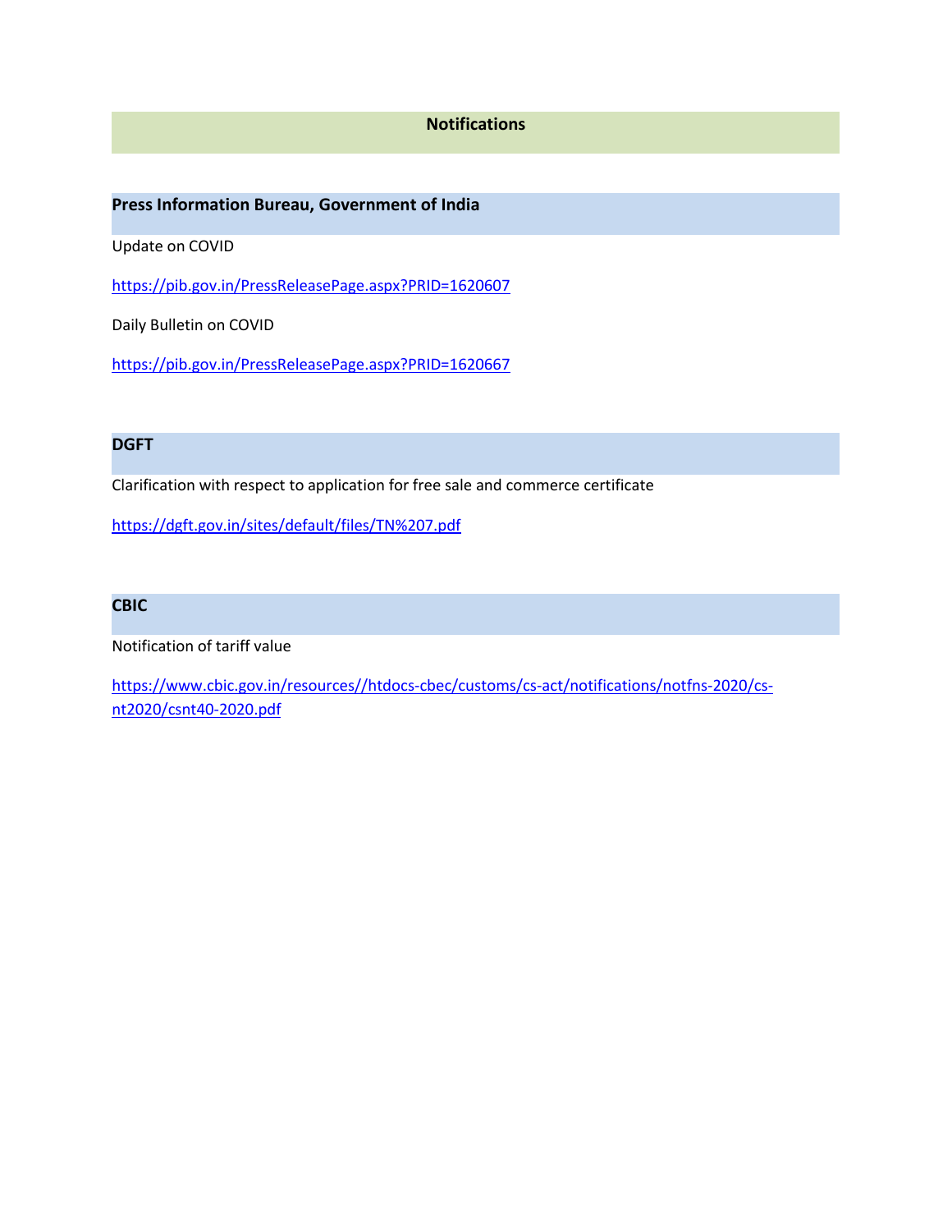# Notifications

## Press Information Bureau, Government of India

Update on COVID

https://pib.gov.in/PressReleasePage.aspx?PRID=1620607

Daily Bulletin on COVID

https://pib.gov.in/PressReleasePage.aspx?PRID=1620667

## DGFT

Clarification with respect to application for free sale and commerce certificate

https://dgft.gov.in/sites/default/files/TN%207.pdf

## CBIC

Notification of tariff value

https://www.cbic.gov.in/resources//htdocs-cbec/customs/cs-act/notifications/notfns-2020/cs-nt2020/csnt40-2020.pdf